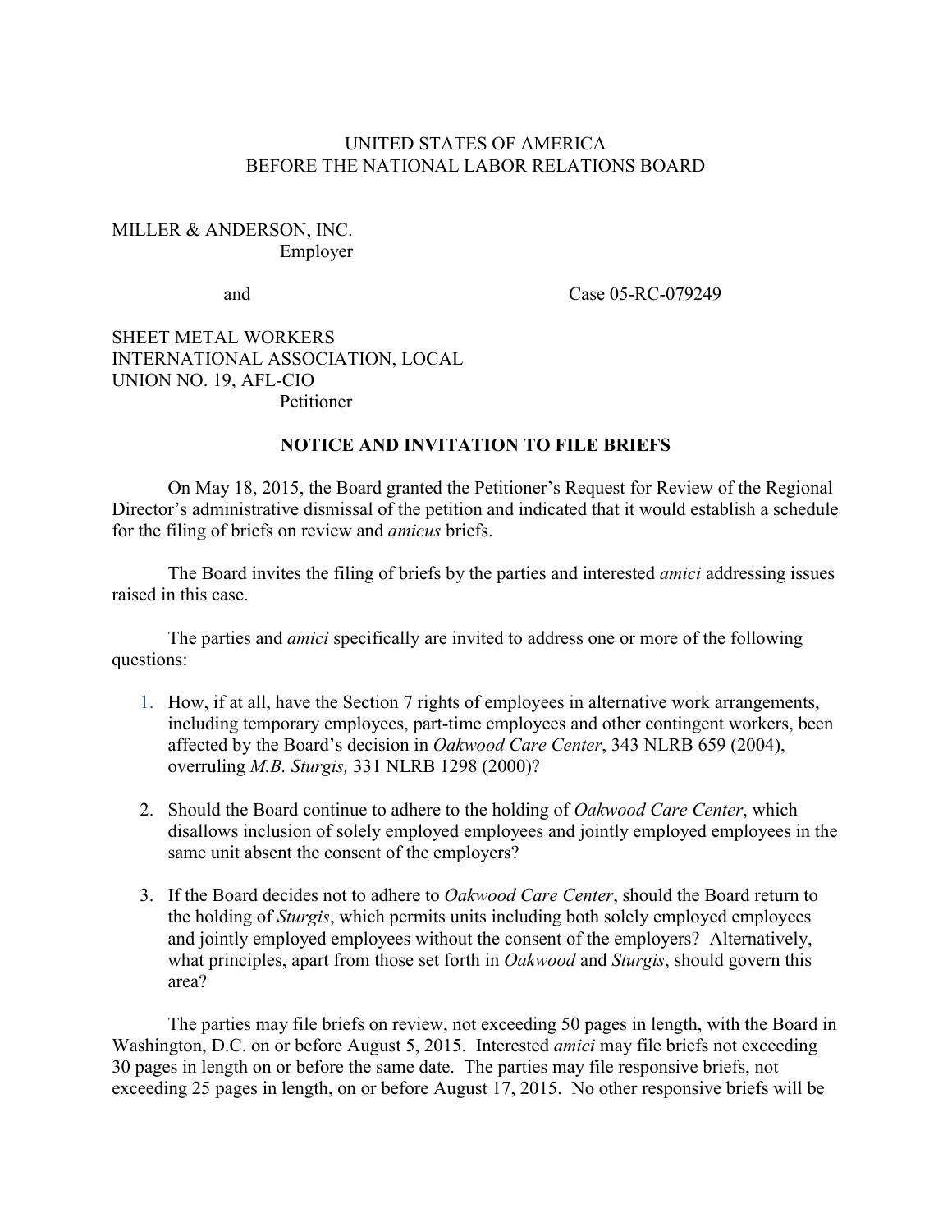UNITED STATES OF AMERICA
BEFORE THE NATIONAL LABOR RELATIONS BOARD

MILLER & ANDERSON, INC.
Employer

and

Case 05-RC-079249

SHEET METAL WORKERS INTERNATIONAL ASSOCIATION, LOCAL UNION NO. 19, AFL-CIO
Petitioner

**NOTICE AND INVITATION TO FILE BRIEFS**

On May 18, 2015, the Board granted the Petitioner's Request for Review of the Regional Director's administrative dismissal of the petition and indicated that it would establish a schedule for the filing of briefs on review and *amicus* briefs.

The Board invites the filing of briefs by the parties and interested *amici* addressing issues raised in this case.

The parties and *amici* specifically are invited to address one or more of the following questions:

1. How, if at all, have the Section 7 rights of employees in alternative work arrangements, including temporary employees, part-time employees and other contingent workers, been affected by the Board's decision in *Oakwood Care Center*, 343 NLRB 659 (2004), overruling *M.B. Sturgis,* 331 NLRB 1298 (2000)?
2. Should the Board continue to adhere to the holding of *Oakwood Care Center*, which disallows inclusion of solely employed employees and jointly employed employees in the same unit absent the consent of the employers?
3. If the Board decides not to adhere to *Oakwood Care Center*, should the Board return to the holding of *Sturgis*, which permits units including both solely employed employees and jointly employed employees without the consent of the employers? Alternatively, what principles, apart from those set forth in *Oakwood* and *Sturgis*, should govern this area?

The parties may file briefs on review, not exceeding 50 pages in length, with the Board in Washington, D.C. on or before August 5, 2015. Interested *amici* may file briefs not exceeding 30 pages in length on or before the same date. The parties may file responsive briefs, not exceeding 25 pages in length, on or before August 17, 2015. No other responsive briefs will be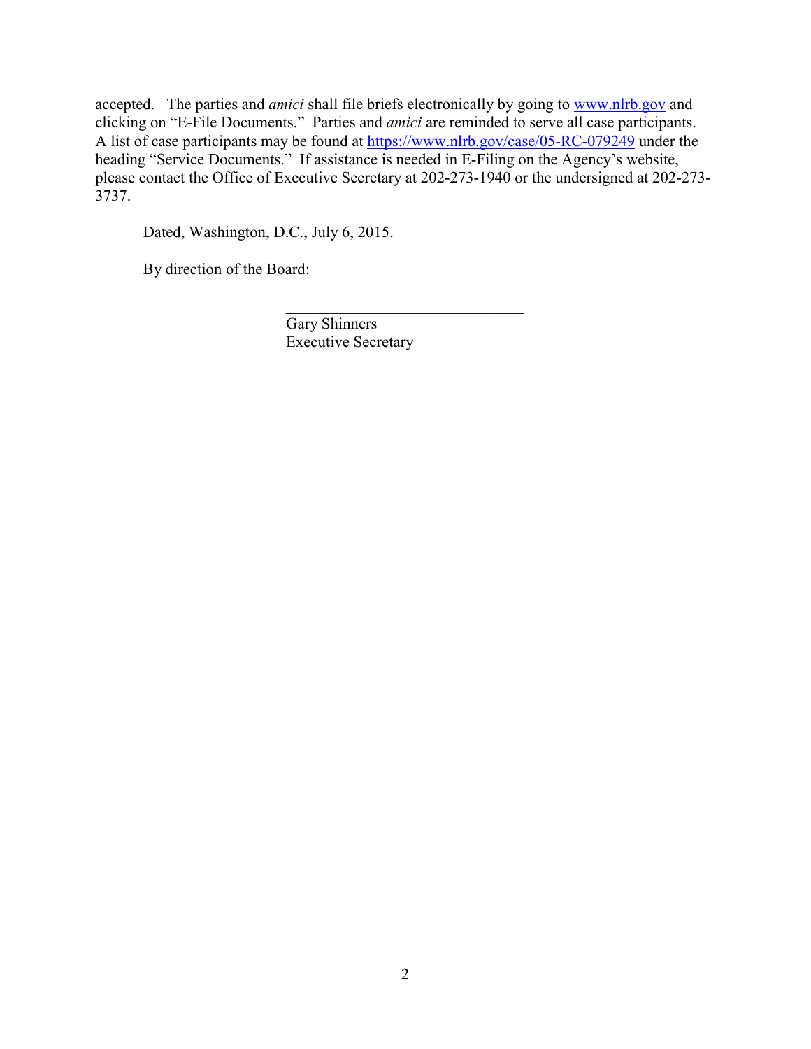accepted. The parties and *amici* shall file briefs electronically by going to [www.nlrb.gov](http://www.nlrb.gov) and clicking on "E-File Documents." Parties and *amici* are reminded to serve all case participants. A list of case participants may be found at [https://www.nlrb.gov/case/05-RC-079249](https://www.nlrb.gov/case/05-RC-079249) under the heading "Service Documents." If assistance is needed in E-Filing on the Agency's website, please contact the Office of Executive Secretary at 202-273-1940 or the undersigned at 202-273-3737.

Dated, Washington, D.C., July 6, 2015.

By direction of the Board:

\_\_\_\_\_\_\_\_\_\_\_\_\_\_\_\_\_\_\_\_\_\_\_\_\_\_\_\_\_\_

Gary Shinners
Executive Secretary